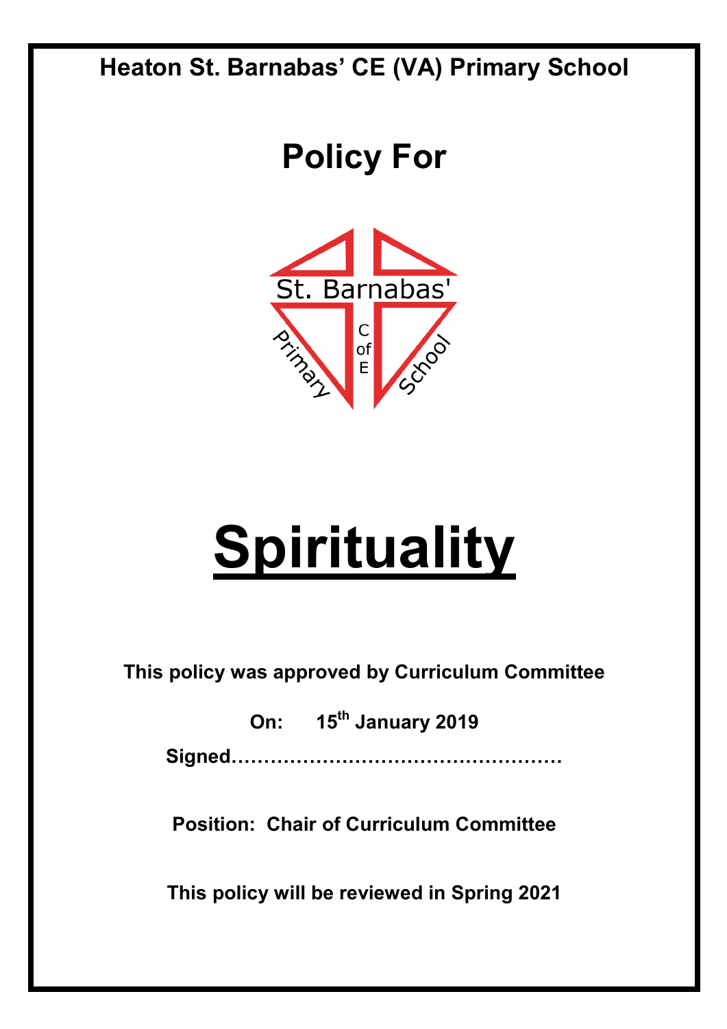**Heaton St. Barnabas' CE (VA) Primary School**

# Policy For

St. Barnabas'

Primary C of E School

# Spirituality

**This policy was approved by Curriculum Committee**

**On: 15th January 2019**

**Signed……………………………………………**

**Position: Chair of Curriculum Committee**

**This policy will be reviewed in Spring 2021**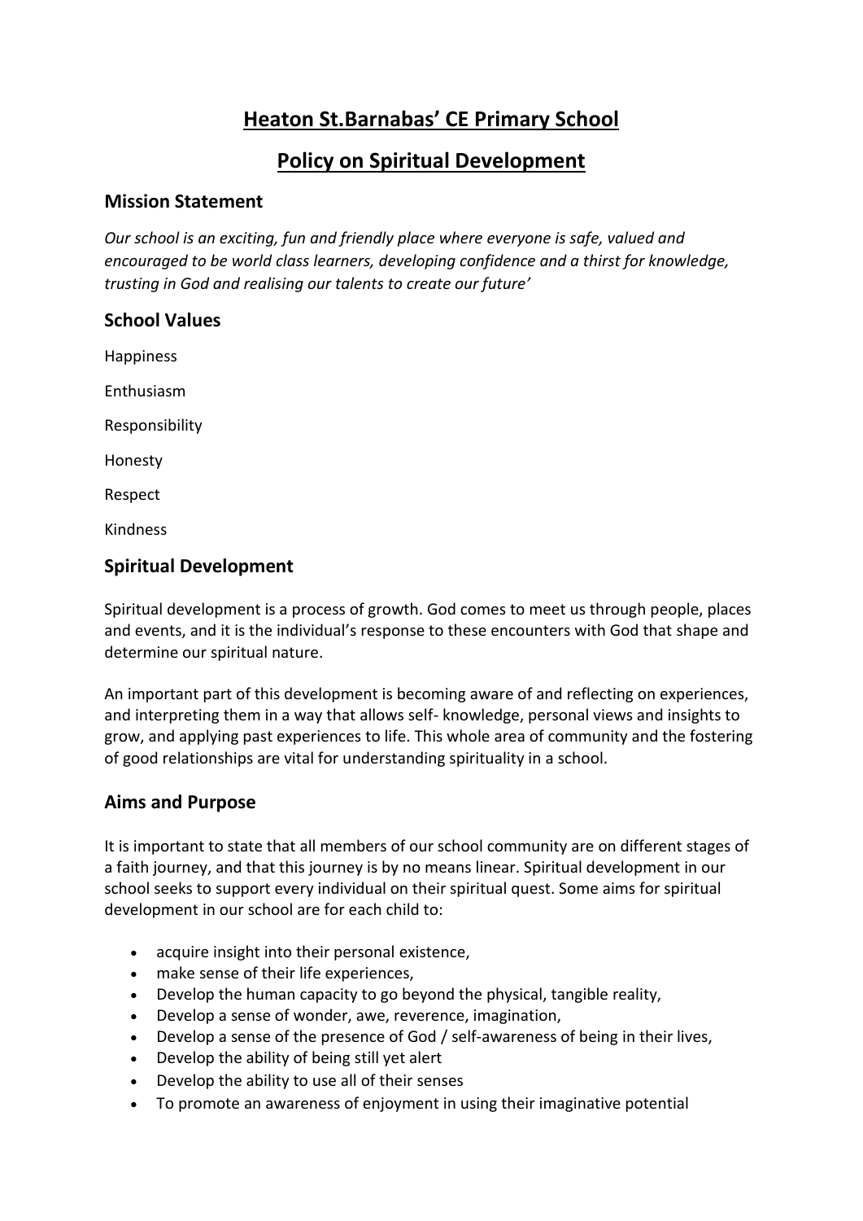# Heaton St.Barnabas' CE Primary School

# Policy on Spiritual Development

## Mission Statement

*Our school is an exciting, fun and friendly place where everyone is safe, valued and encouraged to be world class learners, developing confidence and a thirst for knowledge, trusting in God and realising our talents to create our future'*

## School Values

Happiness

Enthusiasm

Responsibility

Honesty

Respect

Kindness

## Spiritual Development

Spiritual development is a process of growth. God comes to meet us through people, places and events, and it is the individual's response to these encounters with God that shape and determine our spiritual nature.

An important part of this development is becoming aware of and reflecting on experiences, and interpreting them in a way that allows self- knowledge, personal views and insights to grow, and applying past experiences to life. This whole area of community and the fostering of good relationships are vital for understanding spirituality in a school.

## Aims and Purpose

It is important to state that all members of our school community are on different stages of a faith journey, and that this journey is by no means linear. Spiritual development in our school seeks to support every individual on their spiritual quest. Some aims for spiritual development in our school are for each child to:

- acquire insight into their personal existence,
- make sense of their life experiences,
- Develop the human capacity to go beyond the physical, tangible reality,
- Develop a sense of wonder, awe, reverence, imagination,
- Develop a sense of the presence of God / self-awareness of being in their lives,
- Develop the ability of being still yet alert
- Develop the ability to use all of their senses
- To promote an awareness of enjoyment in using their imaginative potential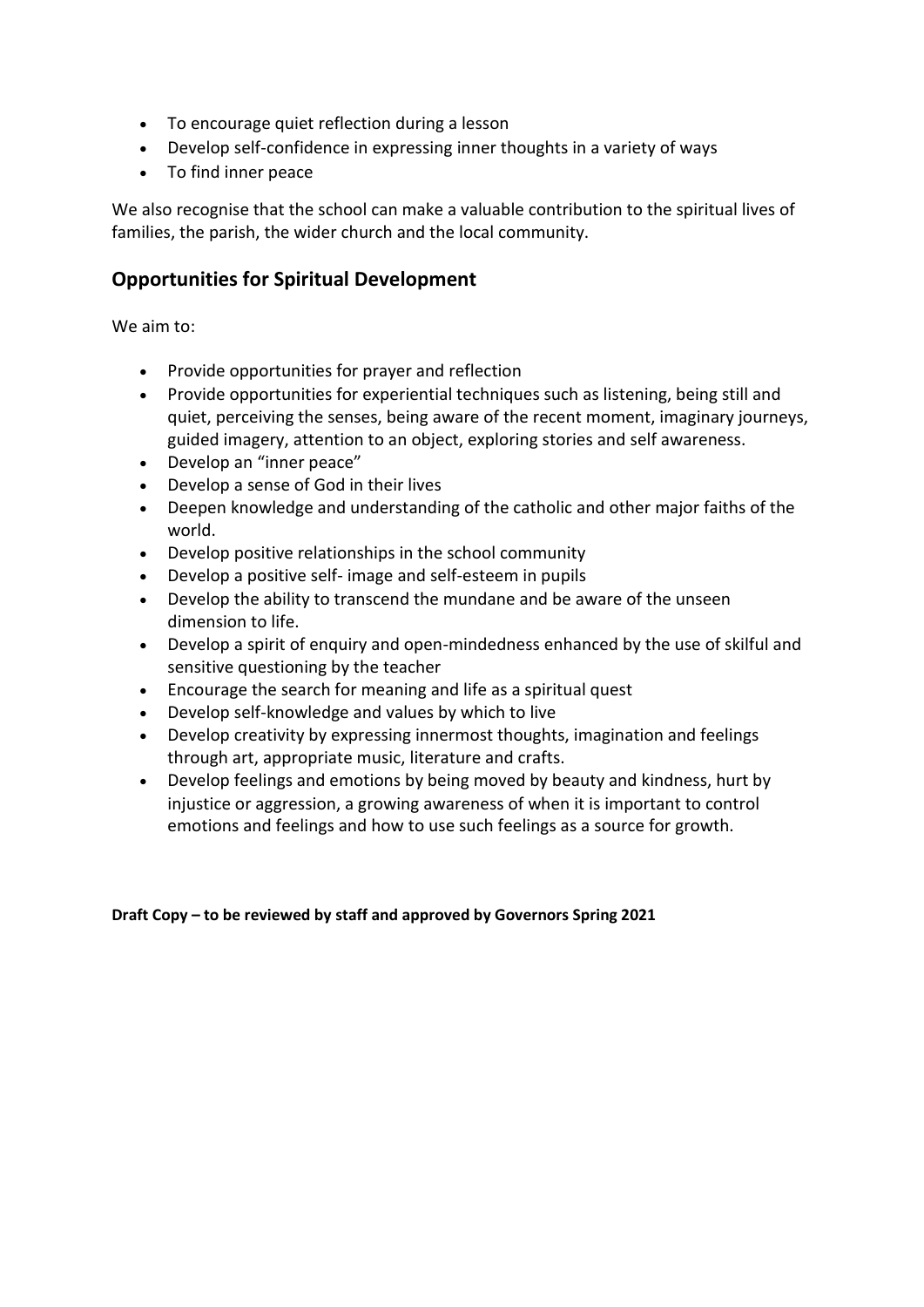- To encourage quiet reflection during a lesson
- Develop self-confidence in expressing inner thoughts in a variety of ways
- To find inner peace

We also recognise that the school can make a valuable contribution to the spiritual lives of families, the parish, the wider church and the local community.

## Opportunities for Spiritual Development

We aim to:

- Provide opportunities for prayer and reflection
- Provide opportunities for experiential techniques such as listening, being still and quiet, perceiving the senses, being aware of the recent moment, imaginary journeys, guided imagery, attention to an object, exploring stories and self awareness.
- Develop an "inner peace"
- Develop a sense of God in their lives
- Deepen knowledge and understanding of the catholic and other major faiths of the world.
- Develop positive relationships in the school community
- Develop a positive self- image and self-esteem in pupils
- Develop the ability to transcend the mundane and be aware of the unseen dimension to life.
- Develop a spirit of enquiry and open-mindedness enhanced by the use of skilful and sensitive questioning by the teacher
- Encourage the search for meaning and life as a spiritual quest
- Develop self-knowledge and values by which to live
- Develop creativity by expressing innermost thoughts, imagination and feelings through art, appropriate music, literature and crafts.
- Develop feelings and emotions by being moved by beauty and kindness, hurt by injustice or aggression, a growing awareness of when it is important to control emotions and feelings and how to use such feelings as a source for growth.

**Draft Copy – to be reviewed by staff and approved by Governors Spring 2021**